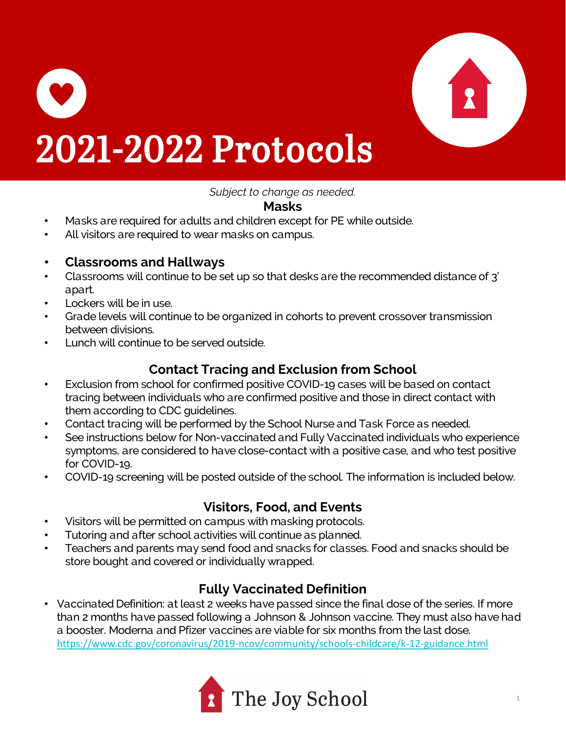# 2021-2022 Protocols

*Subject to change as needed.*

## Masks

- Masks are required for adults and children except for PE while outside.
- All visitors are required to wear masks on campus.

- **Classrooms and Hallways**
- Classrooms will continue to be set up so that desks are the recommended distance of 3' apart.
- Lockers will be in use.
- Grade levels will continue to be organized in cohorts to prevent crossover transmission between divisions.
- Lunch will continue to be served outside.

## Contact Tracing and Exclusion from School

- Exclusion from school for confirmed positive COVID-19 cases will be based on contact tracing between individuals who are confirmed positive and those in direct contact with them according to CDC guidelines.
- Contact tracing will be performed by the School Nurse and Task Force as needed.
- See instructions below for Non-vaccinated and Fully Vaccinated individuals who experience symptoms, are considered to have close-contact with a positive case, and who test positive for COVID-19.
- COVID-19 screening will be posted outside of the school. The information is included below.

## Visitors, Food, and Events

- Visitors will be permitted on campus with masking protocols.
- Tutoring and after school activities will continue as planned.
- Teachers and parents may send food and snacks for classes. Food and snacks should be store bought and covered or individually wrapped.

## Fully Vaccinated Definition

- Vaccinated Definition: at least 2 weeks have passed since the final dose of the series. If more than 2 months have passed following a Johnson & Johnson vaccine. They must also have had a booster. Moderna and Pfizer vaccines are viable for six months from the last dose. https://www.cdc.gov/coronavirus/2019-ncov/community/schools-childcare/k-12-guidance.html

The Joy School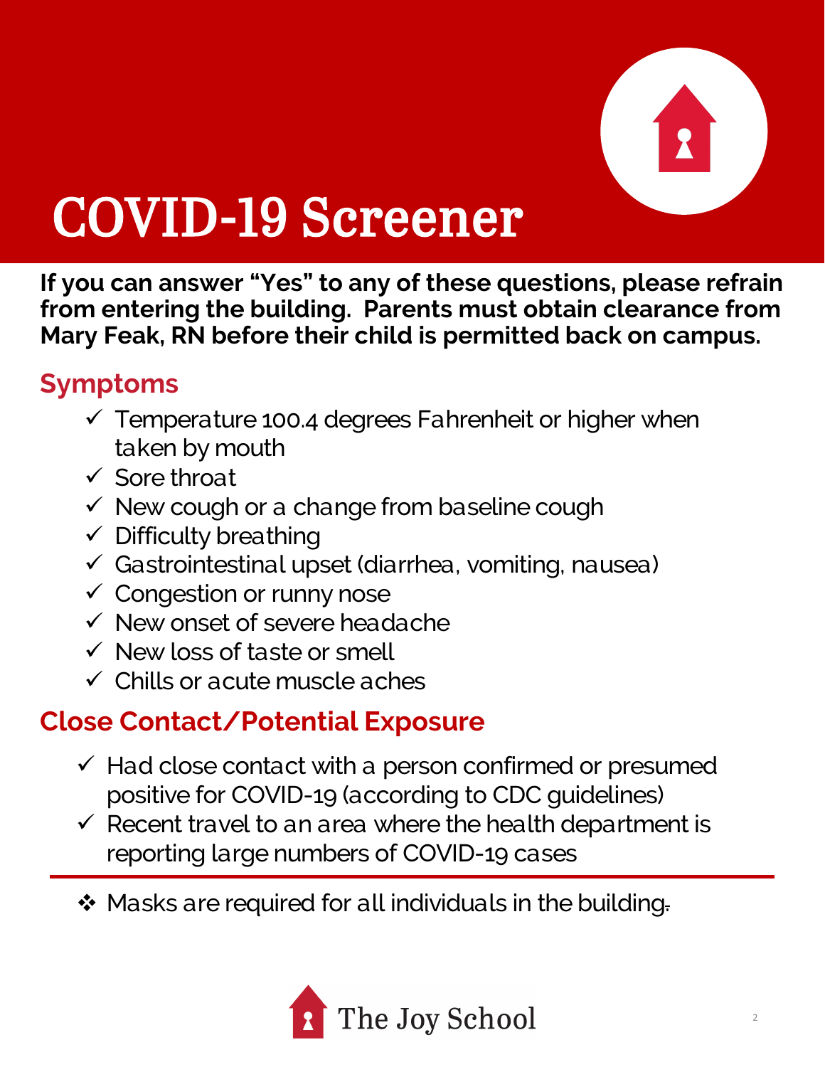# COVID-19 Screener

**If you can answer "Yes" to any of these questions, please refrain from entering the building. Parents must obtain clearance from Mary Feak, RN before their child is permitted back on campus.**

## Symptoms

- ✓ Temperature 100.4 degrees Fahrenheit or higher when taken by mouth
- ✓ Sore throat
- ✓ New cough or a change from baseline cough
- ✓ Difficulty breathing
- ✓ Gastrointestinal upset (diarrhea, vomiting, nausea)
- ✓ Congestion or runny nose
- ✓ New onset of severe headache
- ✓ New loss of taste or smell
- ✓ Chills or acute muscle aches

## Close Contact/Potential Exposure

- ✓ Had close contact with a person confirmed or presumed positive for COVID-19 (according to CDC guidelines)
- ✓ Recent travel to an area where the health department is reporting large numbers of COVID-19 cases

---

- ❖ Masks are required for all individuals in the building.

The Joy School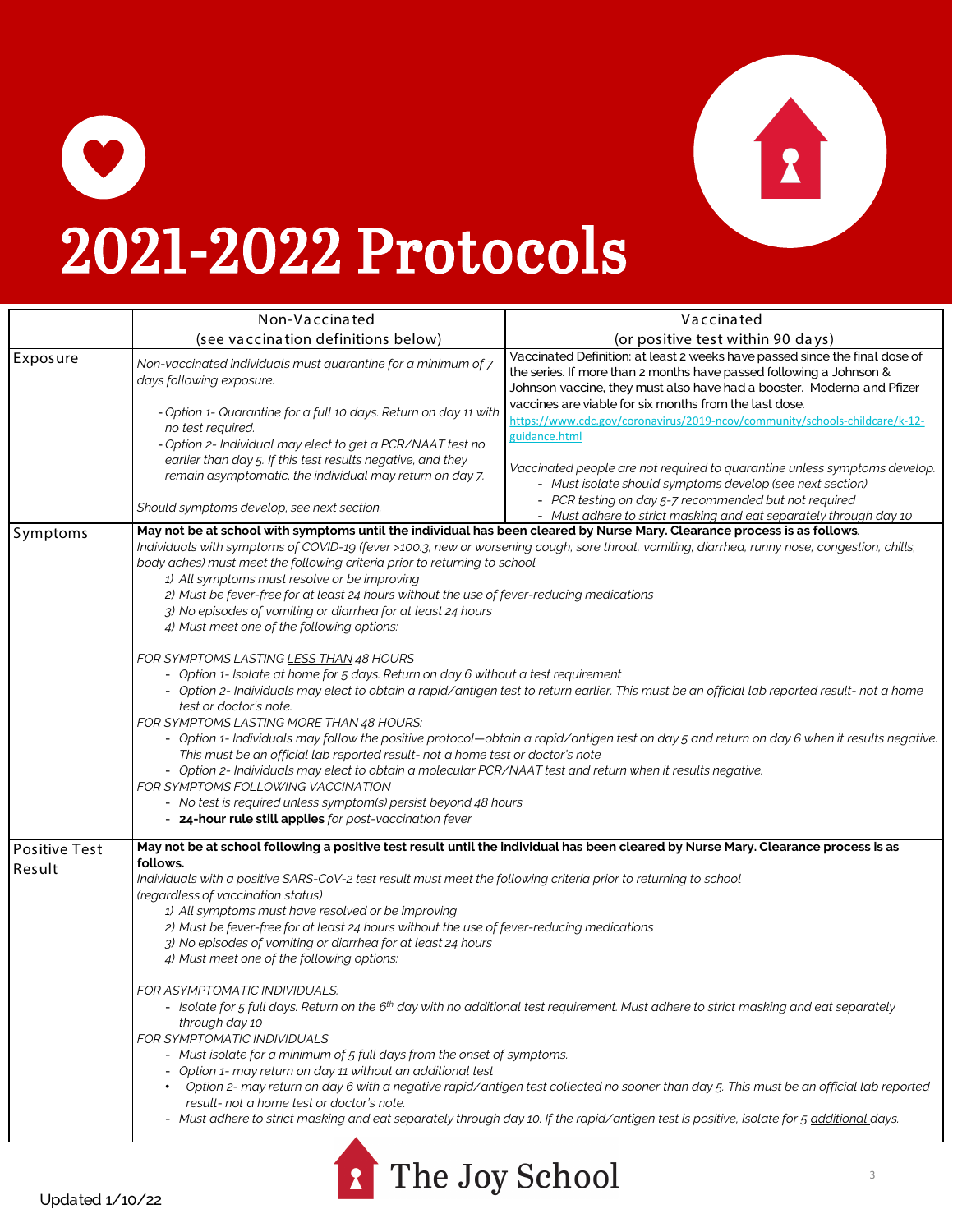# 2021-2022 Protocols

| | Non-Vaccinated (see vaccination definitions below) | Vaccinated (or positive test within 90 days) |
|---|---|---|
| Exposure | *Non-vaccinated individuals must quarantine for a minimum of 7 days following exposure.*<br><br>*- Option 1- Quarantine for a full 10 days. Return on day 11 with no test required.*<br>*- Option 2- Individual may elect to get a PCR/NAAT test no earlier than day 5. If this test results negative, and they remain asymptomatic, the individual may return on day 7.*<br><br>*Should symptoms develop, see next section.* | Vaccinated Definition: at least 2 weeks have passed since the final dose of the series. If more than 2 months have passed following a Johnson & Johnson vaccine, they must also have had a booster. Moderna and Pfizer vaccines are viable for six months from the last dose.<br>https://www.cdc.gov/coronavirus/2019-ncov/community/schools-childcare/k-12-guidance.html<br><br>*Vaccinated people are not required to quarantine unless symptoms develop.*<br>*- Must isolate should symptoms develop (see next section)*<br>*- PCR testing on day 5-7 recommended but not required*<br>*- Must adhere to strict masking and eat separately through day 10* |
| Symptoms | **May not be at school with symptoms until the individual has been cleared by Nurse Mary. Clearance process is as follows.**<br>*Individuals with symptoms of COVID-19 (fever >100.3, new or worsening cough, sore throat, vomiting, diarrhea, runny nose, congestion, chills, body aches) must meet the following criteria prior to returning to school*<br>*1) All symptoms must resolve or be improving*<br>*2) Must be fever-free for at least 24 hours without the use of fever-reducing medications*<br>*3) No episodes of vomiting or diarrhea for at least 24 hours*<br>*4) Must meet one of the following options:*<br><br>*FOR SYMPTOMS LASTING LESS THAN 48 HOURS*<br>*- Option 1- Isolate at home for 5 days. Return on day 6 without a test requirement*<br>*- Option 2- Individuals may elect to obtain a rapid/antigen test to return earlier. This must be an official lab reported result- not a home test or doctor's note.*<br>*FOR SYMPTOMS LASTING MORE THAN 48 HOURS:*<br>*- Option 1- Individuals may follow the positive protocol—obtain a rapid/antigen test on day 5 and return on day 6 when it results negative. This must be an official lab reported result- not a home test or doctor's note*<br>*- Option 2- Individuals may elect to obtain a molecular PCR/NAAT test and return when it results negative.*<br>*FOR SYMPTOMS FOLLOWING VACCINATION*<br>*- No test is required unless symptom(s) persist beyond 48 hours*<br>- **24-hour rule still applies** *for post-vaccination fever* | |
| Positive Test Result | **May not be at school following a positive test result until the individual has been cleared by Nurse Mary. Clearance process is as follows.**<br>*Individuals with a positive SARS-CoV-2 test result must meet the following criteria prior to returning to school (regardless of vaccination status)*<br>*1) All symptoms must have resolved or be improving*<br>*2) Must be fever-free for at least 24 hours without the use of fever-reducing medications*<br>*3) No episodes of vomiting or diarrhea for at least 24 hours*<br>*4) Must meet one of the following options:*<br><br>*FOR ASYMPTOMATIC INDIVIDUALS:*<br>*- Isolate for 5 full days. Return on the 6th day with no additional test requirement. Must adhere to strict masking and eat separately through day 10*<br>*FOR SYMPTOMATIC INDIVIDUALS*<br>*- Must isolate for a minimum of 5 full days from the onset of symptoms.*<br>*- Option 1- may return on day 11 without an additional test*<br>*• Option 2- may return on day 6 with a negative rapid/antigen test collected no sooner than day 5. This must be an official lab reported result- not a home test or doctor's note.*<br>*- Must adhere to strict masking and eat separately through day 10. If the rapid/antigen test is positive, isolate for 5 additional days.* | |

The Joy School

Updated 1/10/22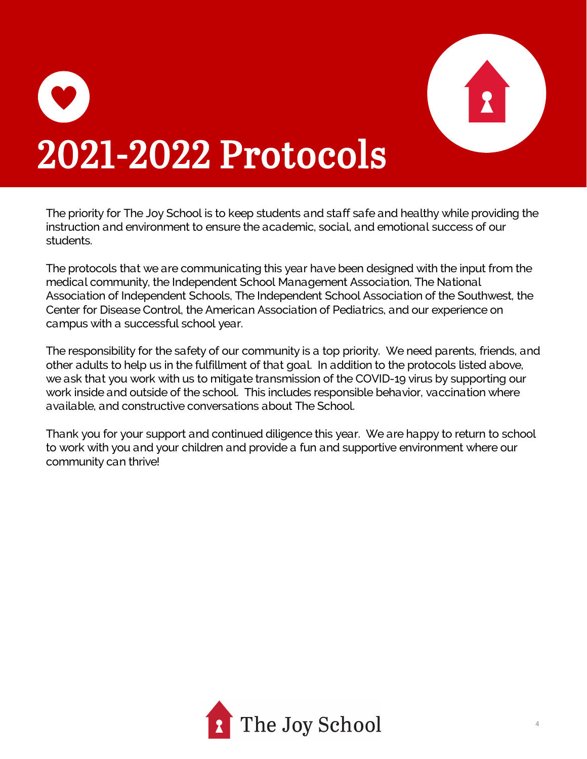# 2021-2022 Protocols

The priority for The Joy School is to keep students and staff safe and healthy while providing the instruction and environment to ensure the academic, social, and emotional success of our students.

The protocols that we are communicating this year have been designed with the input from the medical community, the Independent School Management Association, The National Association of Independent Schools, The Independent School Association of the Southwest, the Center for Disease Control, the American Association of Pediatrics, and our experience on campus with a successful school year.

The responsibility for the safety of our community is a top priority. We need parents, friends, and other adults to help us in the fulfillment of that goal. In addition to the protocols listed above, we ask that you work with us to mitigate transmission of the COVID-19 virus by supporting our work inside and outside of the school. This includes responsible behavior, vaccination where available, and constructive conversations about The School.

Thank you for your support and continued diligence this year. We are happy to return to school to work with you and your children and provide a fun and supportive environment where our community can thrive!

The Joy School